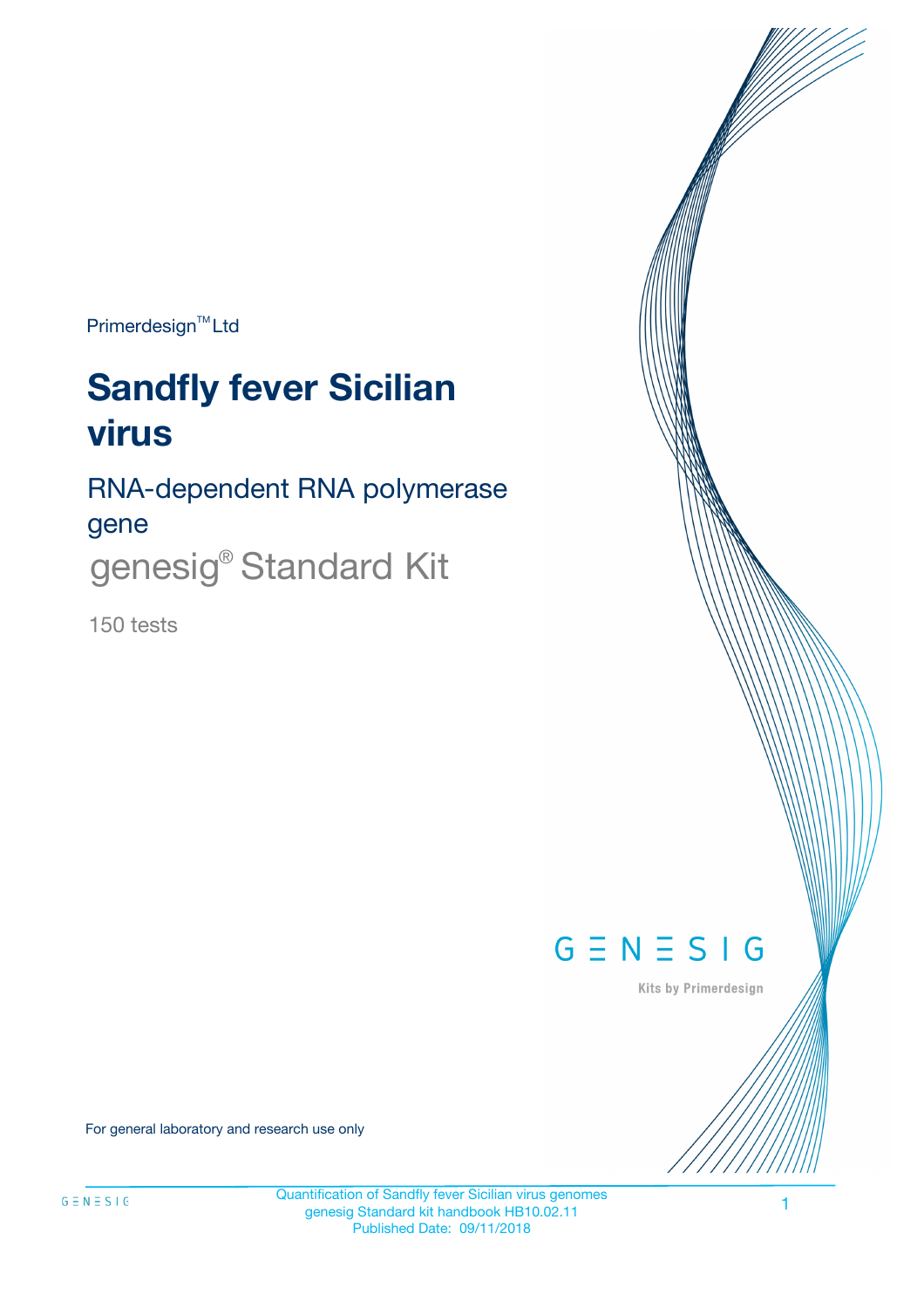Primerdesign™ Ltd

# Sandfly fever Sicilian virus

## RNA-dependent RNA polymerase gene

genesig® Standard Kit

150 tests

GENESIG

Kits by Primerdesign

For general laboratory and research use only

Quantification of Sandfly fever Sicilian virus genomes
genesig Standard kit handbook HB10.02.11
Published Date: 09/11/2018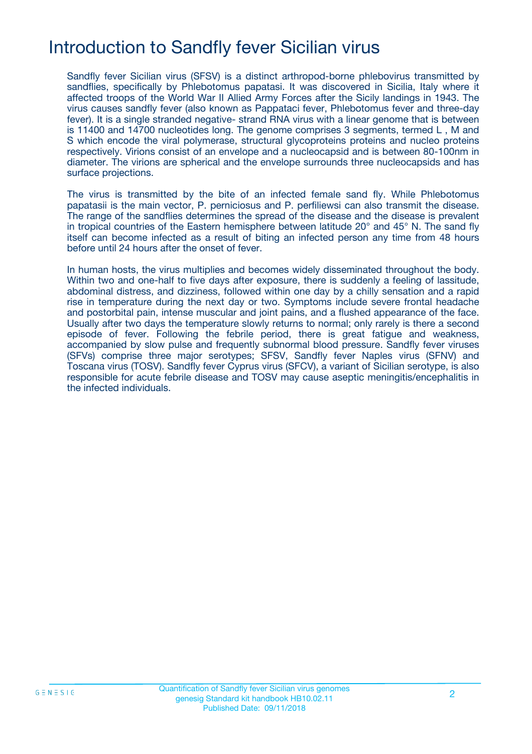# Introduction to Sandfly fever Sicilian virus

Sandfly fever Sicilian virus (SFSV) is a distinct arthropod-borne phlebovirus transmitted by sandflies, specifically by Phlebotomus papatasi. It was discovered in Sicilia, Italy where it affected troops of the World War II Allied Army Forces after the Sicily landings in 1943. The virus causes sandfly fever (also known as Pappataci fever, Phlebotomus fever and three-day fever). It is a single stranded negative- strand RNA virus with a linear genome that is between is 11400 and 14700 nucleotides long. The genome comprises 3 segments, termed L , M and S which encode the viral polymerase, structural glycoproteins proteins and nucleo proteins respectively. Virions consist of an envelope and a nucleocapsid and is between 80-100nm in diameter. The virions are spherical and the envelope surrounds three nucleocapsids and has surface projections.

The virus is transmitted by the bite of an infected female sand fly. While Phlebotomus papatasii is the main vector, P. perniciosus and P. perfiliewsi can also transmit the disease. The range of the sandflies determines the spread of the disease and the disease is prevalent in tropical countries of the Eastern hemisphere between latitude 20° and 45° N. The sand fly itself can become infected as a result of biting an infected person any time from 48 hours before until 24 hours after the onset of fever.

In human hosts, the virus multiplies and becomes widely disseminated throughout the body. Within two and one-half to five days after exposure, there is suddenly a feeling of lassitude, abdominal distress, and dizziness, followed within one day by a chilly sensation and a rapid rise in temperature during the next day or two. Symptoms include severe frontal headache and postorbital pain, intense muscular and joint pains, and a flushed appearance of the face. Usually after two days the temperature slowly returns to normal; only rarely is there a second episode of fever. Following the febrile period, there is great fatigue and weakness, accompanied by slow pulse and frequently subnormal blood pressure. Sandfly fever viruses (SFVs) comprise three major serotypes; SFSV, Sandfly fever Naples virus (SFNV) and Toscana virus (TOSV). Sandfly fever Cyprus virus (SFCV), a variant of Sicilian serotype, is also responsible for acute febrile disease and TOSV may cause aseptic meningitis/encephalitis in the infected individuals.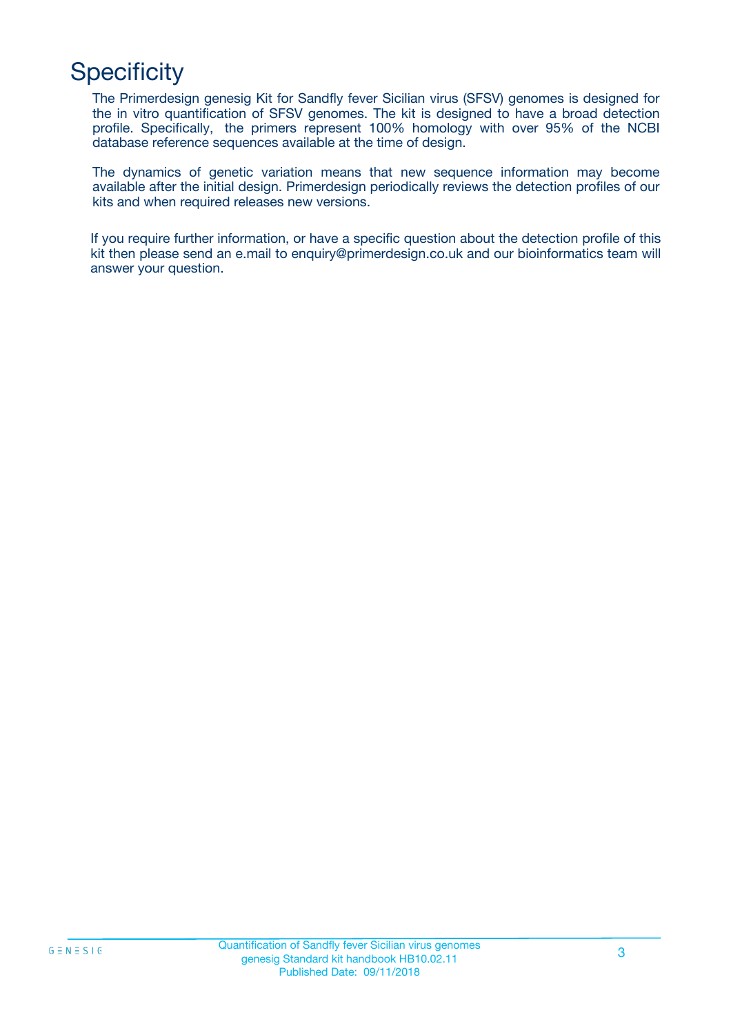# Specificity

The Primerdesign genesig Kit for Sandfly fever Sicilian virus (SFSV) genomes is designed for the in vitro quantification of SFSV genomes. The kit is designed to have a broad detection profile. Specifically, the primers represent 100% homology with over 95% of the NCBI database reference sequences available at the time of design.

The dynamics of genetic variation means that new sequence information may become available after the initial design. Primerdesign periodically reviews the detection profiles of our kits and when required releases new versions.

If you require further information, or have a specific question about the detection profile of this kit then please send an e.mail to enquiry@primerdesign.co.uk and our bioinformatics team will answer your question.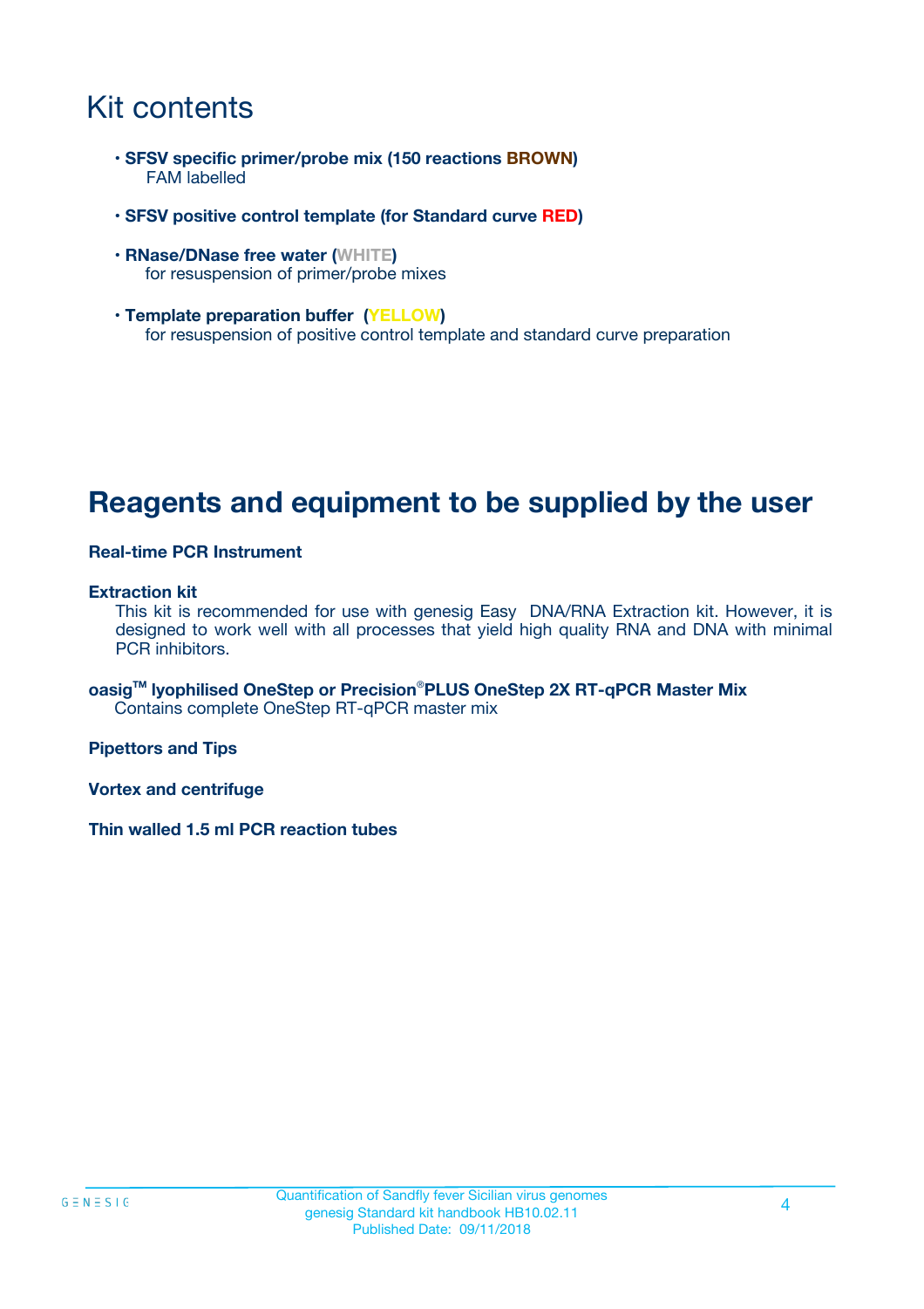# Kit contents

- **SFSV specific primer/probe mix (150 reactions BROWN)**
  FAM labelled
- **SFSV positive control template (for Standard curve RED)**
- **RNase/DNase free water (WHITE)**
  for resuspension of primer/probe mixes
- **Template preparation buffer (YELLOW)**
  for resuspension of positive control template and standard curve preparation

# Reagents and equipment to be supplied by the user

**Real-time PCR Instrument**

**Extraction kit**
This kit is recommended for use with genesig Easy DNA/RNA Extraction kit. However, it is designed to work well with all processes that yield high quality RNA and DNA with minimal PCR inhibitors.

**oasig™ lyophilised OneStep or Precision®PLUS OneStep 2X RT-qPCR Master Mix**
Contains complete OneStep RT-qPCR master mix

**Pipettors and Tips**

**Vortex and centrifuge**

**Thin walled 1.5 ml PCR reaction tubes**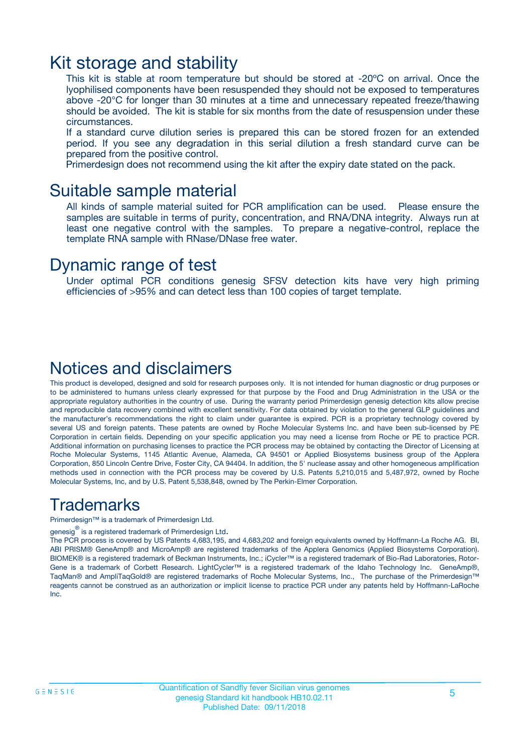# Kit storage and stability

This kit is stable at room temperature but should be stored at -20ºC on arrival. Once the lyophilised components have been resuspended they should not be exposed to temperatures above -20°C for longer than 30 minutes at a time and unnecessary repeated freeze/thawing should be avoided. The kit is stable for six months from the date of resuspension under these circumstances.

If a standard curve dilution series is prepared this can be stored frozen for an extended period. If you see any degradation in this serial dilution a fresh standard curve can be prepared from the positive control.

Primerdesign does not recommend using the kit after the expiry date stated on the pack.

# Suitable sample material

All kinds of sample material suited for PCR amplification can be used. Please ensure the samples are suitable in terms of purity, concentration, and RNA/DNA integrity. Always run at least one negative control with the samples. To prepare a negative-control, replace the template RNA sample with RNase/DNase free water.

# Dynamic range of test

Under optimal PCR conditions genesig SFSV detection kits have very high priming efficiencies of >95% and can detect less than 100 copies of target template.

# Notices and disclaimers

This product is developed, designed and sold for research purposes only. It is not intended for human diagnostic or drug purposes or to be administered to humans unless clearly expressed for that purpose by the Food and Drug Administration in the USA or the appropriate regulatory authorities in the country of use. During the warranty period Primerdesign genesig detection kits allow precise and reproducible data recovery combined with excellent sensitivity. For data obtained by violation to the general GLP guidelines and the manufacturer's recommendations the right to claim under guarantee is expired. PCR is a proprietary technology covered by several US and foreign patents. These patents are owned by Roche Molecular Systems Inc. and have been sub-licensed by PE Corporation in certain fields. Depending on your specific application you may need a license from Roche or PE to practice PCR. Additional information on purchasing licenses to practice the PCR process may be obtained by contacting the Director of Licensing at Roche Molecular Systems, 1145 Atlantic Avenue, Alameda, CA 94501 or Applied Biosystems business group of the Applera Corporation, 850 Lincoln Centre Drive, Foster City, CA 94404. In addition, the 5' nuclease assay and other homogeneous amplification methods used in connection with the PCR process may be covered by U.S. Patents 5,210,015 and 5,487,972, owned by Roche Molecular Systems, Inc, and by U.S. Patent 5,538,848, owned by The Perkin-Elmer Corporation.

# Trademarks

Primerdesign™ is a trademark of Primerdesign Ltd.

genesig® is a registered trademark of Primerdesign Ltd.

The PCR process is covered by US Patents 4,683,195, and 4,683,202 and foreign equivalents owned by Hoffmann-La Roche AG. BI, ABI PRISM® GeneAmp® and MicroAmp® are registered trademarks of the Applera Genomics (Applied Biosystems Corporation). BIOMEK® is a registered trademark of Beckman Instruments, Inc.; iCycler™ is a registered trademark of Bio-Rad Laboratories, Rotor-Gene is a trademark of Corbett Research. LightCycler™ is a registered trademark of the Idaho Technology Inc. GeneAmp®, TaqMan® and AmpliTaqGold® are registered trademarks of Roche Molecular Systems, Inc., The purchase of the Primerdesign™ reagents cannot be construed as an authorization or implicit license to practice PCR under any patents held by Hoffmann-LaRoche Inc.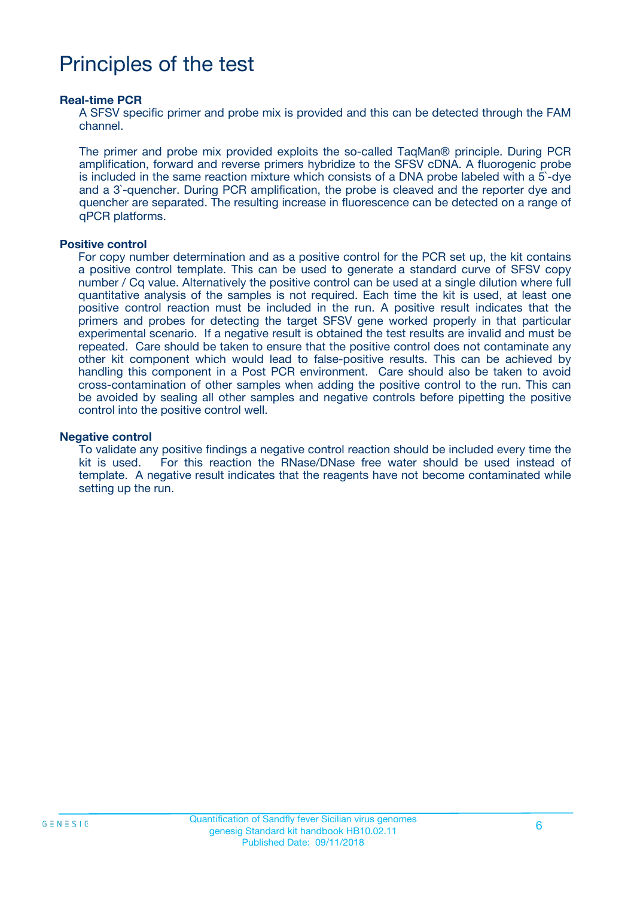# Principles of the test

**Real-time PCR**

A SFSV specific primer and probe mix is provided and this can be detected through the FAM channel.

The primer and probe mix provided exploits the so-called TaqMan® principle. During PCR amplification, forward and reverse primers hybridize to the SFSV cDNA. A fluorogenic probe is included in the same reaction mixture which consists of a DNA probe labeled with a 5`-dye and a 3`-quencher. During PCR amplification, the probe is cleaved and the reporter dye and quencher are separated. The resulting increase in fluorescence can be detected on a range of qPCR platforms.

**Positive control**

For copy number determination and as a positive control for the PCR set up, the kit contains a positive control template. This can be used to generate a standard curve of SFSV copy number / Cq value. Alternatively the positive control can be used at a single dilution where full quantitative analysis of the samples is not required. Each time the kit is used, at least one positive control reaction must be included in the run. A positive result indicates that the primers and probes for detecting the target SFSV gene worked properly in that particular experimental scenario. If a negative result is obtained the test results are invalid and must be repeated. Care should be taken to ensure that the positive control does not contaminate any other kit component which would lead to false-positive results. This can be achieved by handling this component in a Post PCR environment. Care should also be taken to avoid cross-contamination of other samples when adding the positive control to the run. This can be avoided by sealing all other samples and negative controls before pipetting the positive control into the positive control well.

**Negative control**

To validate any positive findings a negative control reaction should be included every time the kit is used. For this reaction the RNase/DNase free water should be used instead of template. A negative result indicates that the reagents have not become contaminated while setting up the run.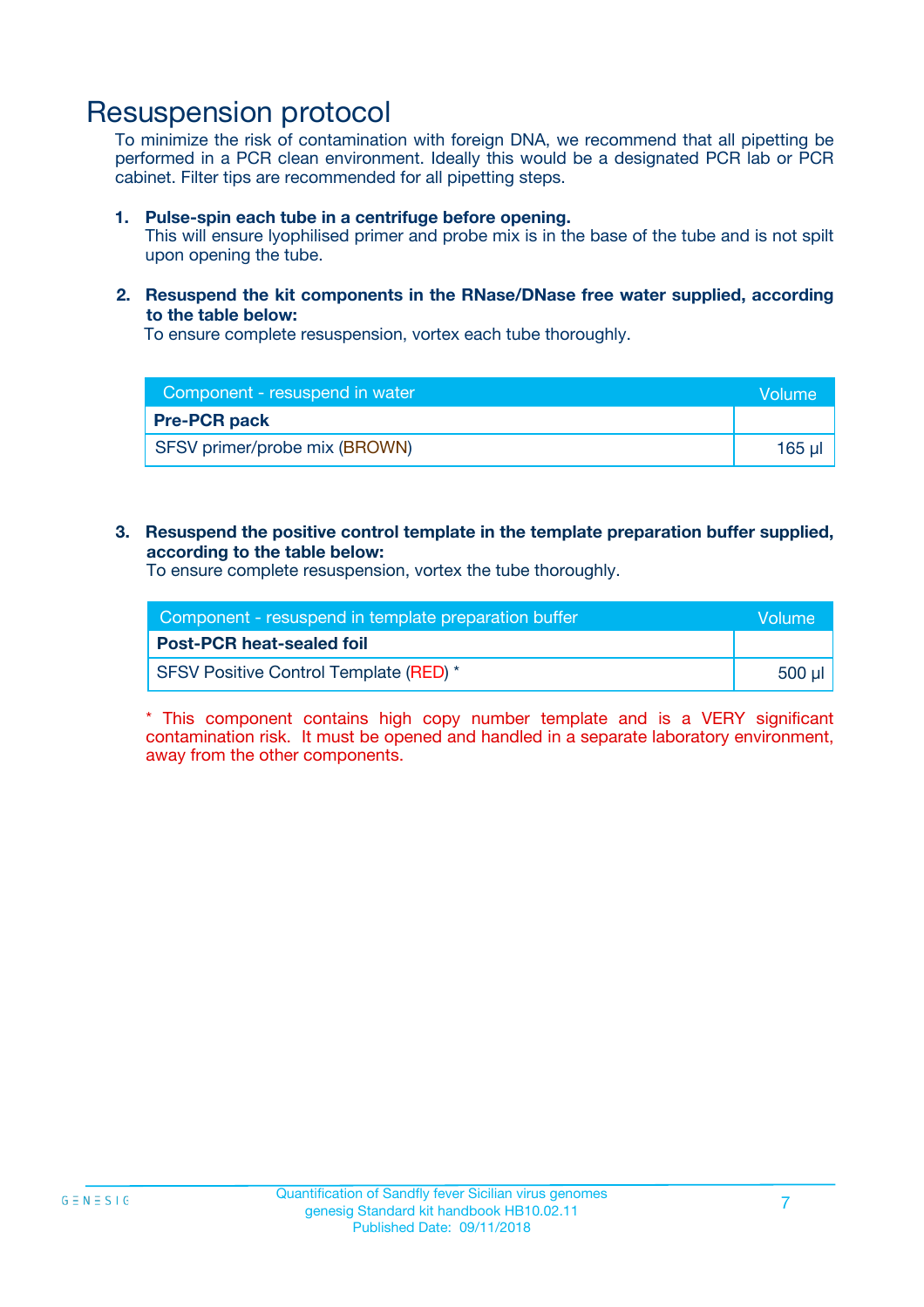# Resuspension protocol

To minimize the risk of contamination with foreign DNA, we recommend that all pipetting be performed in a PCR clean environment. Ideally this would be a designated PCR lab or PCR cabinet. Filter tips are recommended for all pipetting steps.

1. **Pulse-spin each tube in a centrifuge before opening.**
   This will ensure lyophilised primer and probe mix is in the base of the tube and is not spilt upon opening the tube.

2. **Resuspend the kit components in the RNase/DNase free water supplied, according to the table below:**
   To ensure complete resuspension, vortex each tube thoroughly.

| Component - resuspend in water | Volume |
|---|---|
| **Pre-PCR pack** | |
| SFSV primer/probe mix (BROWN) | 165 µl |

3. **Resuspend the positive control template in the template preparation buffer supplied, according to the table below:**
   To ensure complete resuspension, vortex the tube thoroughly.

| Component - resuspend in template preparation buffer | Volume |
|---|---|
| **Post-PCR heat-sealed foil** | |
| SFSV Positive Control Template (RED) * | 500 µl |

* This component contains high copy number template and is a VERY significant contamination risk. It must be opened and handled in a separate laboratory environment, away from the other components.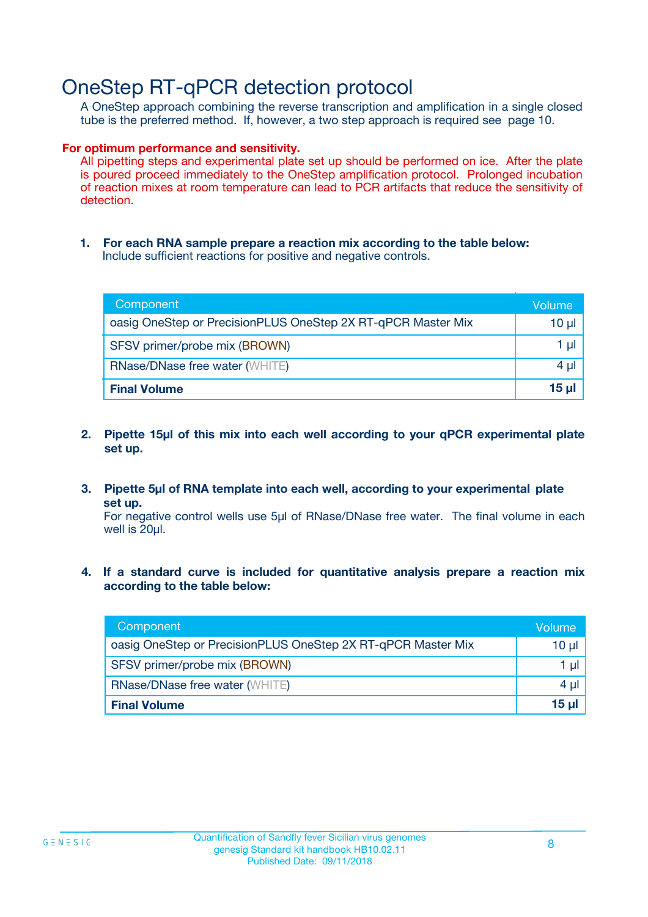# OneStep RT-qPCR detection protocol

A OneStep approach combining the reverse transcription and amplification in a single closed tube is the preferred method. If, however, a two step approach is required see page 10.

**For optimum performance and sensitivity.**

All pipetting steps and experimental plate set up should be performed on ice. After the plate is poured proceed immediately to the OneStep amplification protocol. Prolonged incubation of reaction mixes at room temperature can lead to PCR artifacts that reduce the sensitivity of detection.

1. **For each RNA sample prepare a reaction mix according to the table below:**
   Include sufficient reactions for positive and negative controls.

| Component | Volume |
|---|---|
| oasig OneStep or PrecisionPLUS OneStep 2X RT-qPCR Master Mix | 10 µl |
| SFSV primer/probe mix (BROWN) | 1 µl |
| RNase/DNase free water (WHITE) | 4 µl |
| **Final Volume** | **15 µl** |

2. **Pipette 15µl of this mix into each well according to your qPCR experimental plate set up.**

3. **Pipette 5µl of RNA template into each well, according to your experimental plate set up.**
   For negative control wells use 5µl of RNase/DNase free water. The final volume in each well is 20µl.

4. **If a standard curve is included for quantitative analysis prepare a reaction mix according to the table below:**

| Component | Volume |
|---|---|
| oasig OneStep or PrecisionPLUS OneStep 2X RT-qPCR Master Mix | 10 µl |
| SFSV primer/probe mix (BROWN) | 1 µl |
| RNase/DNase free water (WHITE) | 4 µl |
| **Final Volume** | **15 µl** |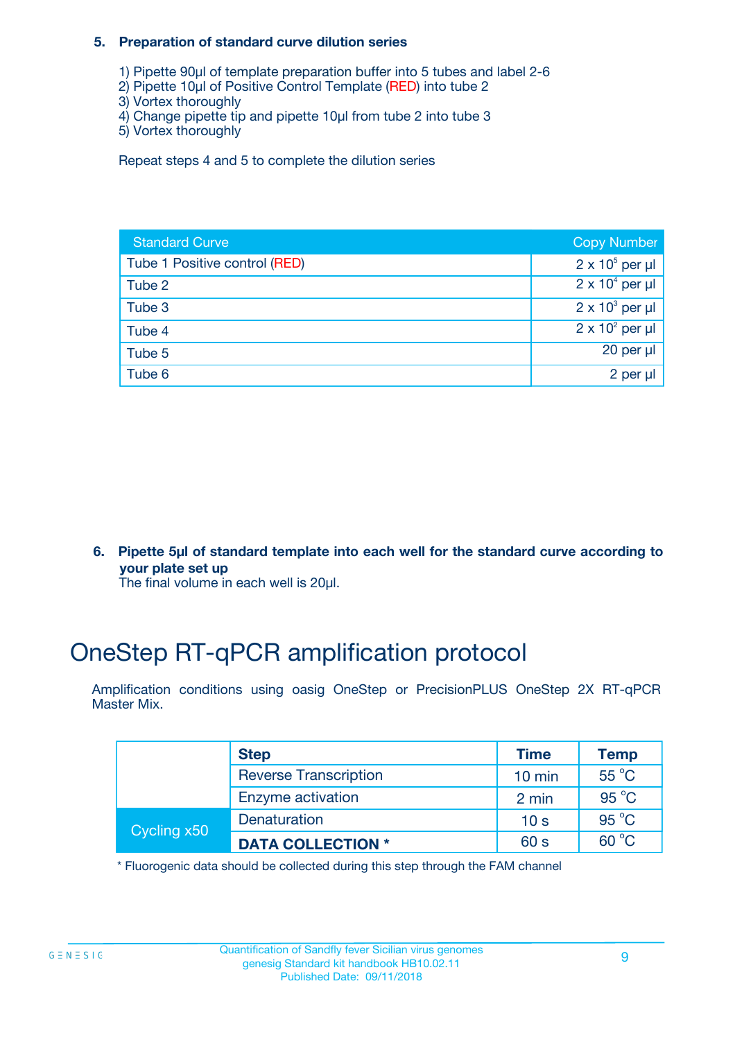**5. Preparation of standard curve dilution series**

1) Pipette 90µl of template preparation buffer into 5 tubes and label 2-6
2) Pipette 10µl of Positive Control Template (RED) into tube 2
3) Vortex thoroughly
4) Change pipette tip and pipette 10µl from tube 2 into tube 3
5) Vortex thoroughly

Repeat steps 4 and 5 to complete the dilution series

| Standard Curve | Copy Number |
|---|---|
| Tube 1 Positive control (RED) | $2 \times 10^5$ per µl |
| Tube 2 | $2 \times 10^4$ per µl |
| Tube 3 | $2 \times 10^3$ per µl |
| Tube 4 | $2 \times 10^2$ per µl |
| Tube 5 | 20 per µl |
| Tube 6 | 2 per µl |

**6. Pipette 5µl of standard template into each well for the standard curve according to your plate set up**
The final volume in each well is 20µl.

# OneStep RT-qPCR amplification protocol

Amplification conditions using oasig OneStep or PrecisionPLUS OneStep 2X RT-qPCR Master Mix.

| | Step | Time | Temp |
|---|---|---|---|
| | Reverse Transcription | 10 min | 55 °C |
| | Enzyme activation | 2 min | 95 °C |
| Cycling x50 | Denaturation | 10 s | 95 °C |
| | **DATA COLLECTION *** | 60 s | 60 °C |

* Fluorogenic data should be collected during this step through the FAM channel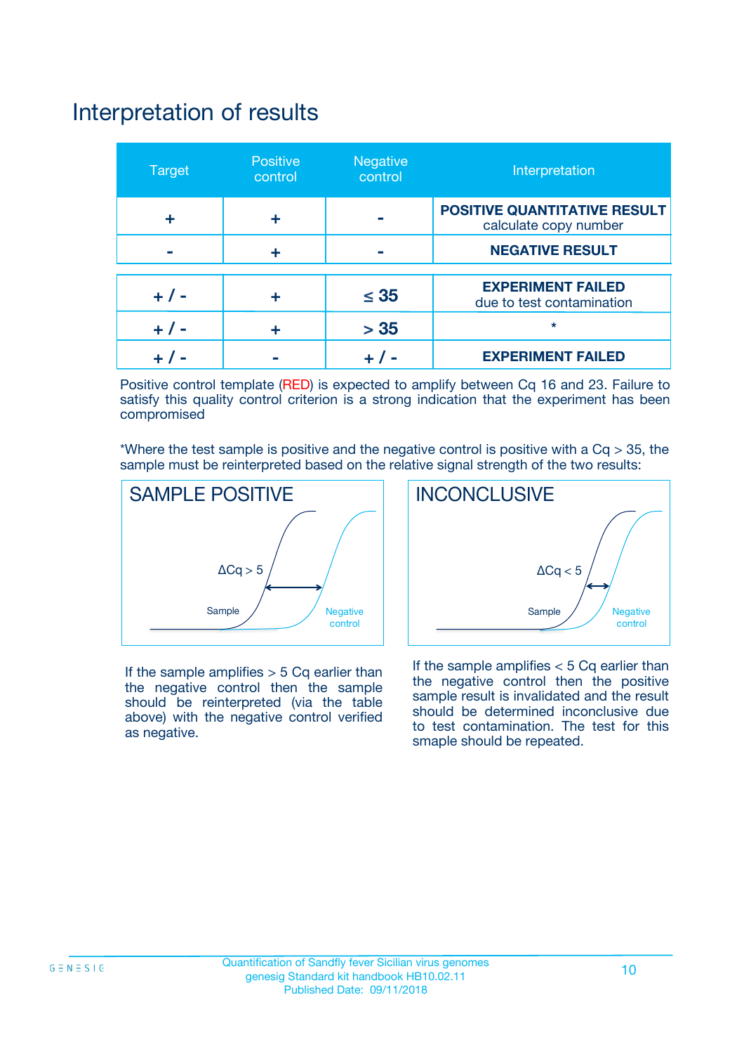# Interpretation of results

| Target | Positive control | Negative control | Interpretation |
|---|---|---|---|
| + | + | - | **POSITIVE QUANTITATIVE RESULT** calculate copy number |
| - | + | - | **NEGATIVE RESULT** |
| + / - | + | ≤ 35 | **EXPERIMENT FAILED** due to test contamination |
| + / - | + | > 35 | * |
| + / - | - | + / - | **EXPERIMENT FAILED** |

Positive control template (RED) is expected to amplify between Cq 16 and 23. Failure to satisfy this quality control criterion is a strong indication that the experiment has been compromised

*Where the test sample is positive and the negative control is positive with a Cq > 35, the sample must be reinterpreted based on the relative signal strength of the two results:

SAMPLE POSITIVE

ΔCq > 5

Sample

Negative control

If the sample amplifies > 5 Cq earlier than the negative control then the sample should be reinterpreted (via the table above) with the negative control verified as negative.

INCONCLUSIVE

ΔCq < 5

Sample

Negative control

If the sample amplifies < 5 Cq earlier than the negative control then the positive sample result is invalidated and the result should be determined inconclusive due to test contamination. The test for this smaple should be repeated.